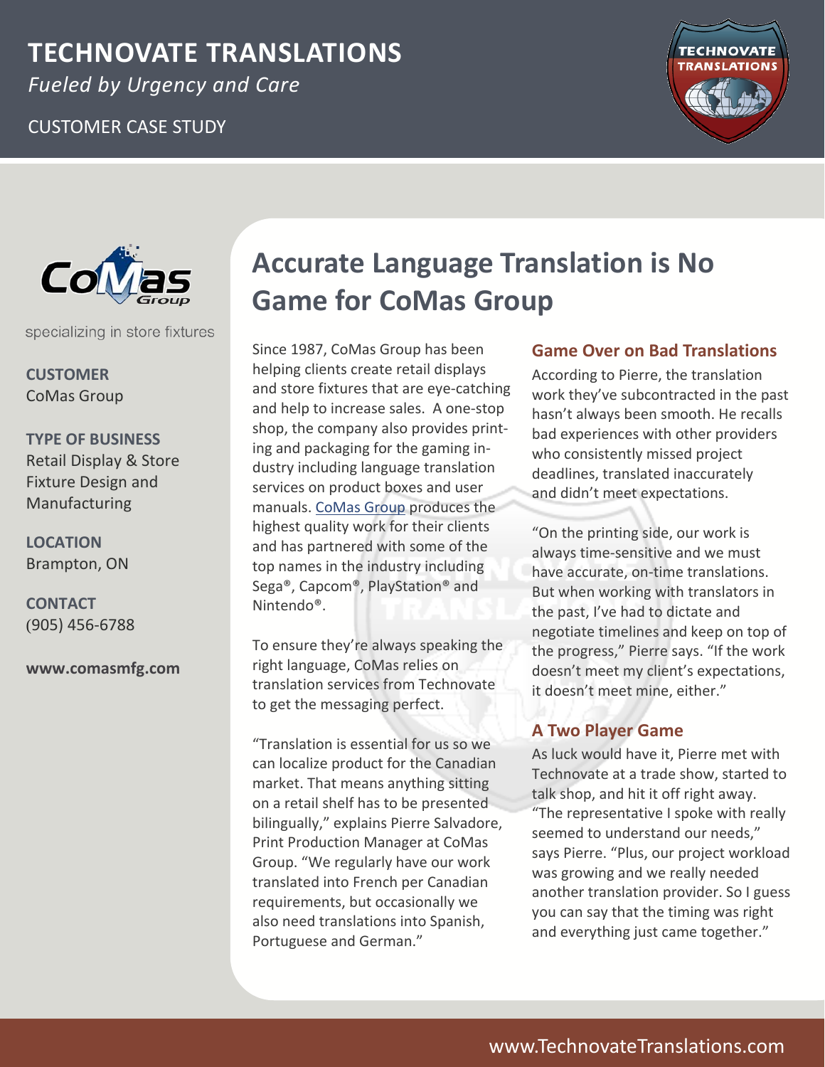# TECHNOVATE TRANSLATIONS

*Fueled by Urgency and Care*

CUSTOMER CASE STUDY

specializing in store fixtures

**CUSTOMER**
CoMas Group

**TYPE OF BUSINESS**
Retail Display & Store Fixture Design and Manufacturing

**LOCATION**
Brampton, ON

**CONTACT**
(905) 456-6788

**www.comasmfg.com**

## Accurate Language Translation is No Game for CoMas Group

Since 1987, CoMas Group has been helping clients create retail displays and store fixtures that are eye-catching and help to increase sales. A one-stop shop, the company also provides printing and packaging for the gaming industry including language translation services on product boxes and user manuals. CoMas Group produces the highest quality work for their clients and has partnered with some of the top names in the industry including Sega®, Capcom®, PlayStation® and Nintendo®.

To ensure they're always speaking the right language, CoMas relies on translation services from Technovate to get the messaging perfect.

"Translation is essential for us so we can localize product for the Canadian market. That means anything sitting on a retail shelf has to be presented bilingually," explains Pierre Salvadore, Print Production Manager at CoMas Group. "We regularly have our work translated into French per Canadian requirements, but occasionally we also need translations into Spanish, Portuguese and German."

### Game Over on Bad Translations

According to Pierre, the translation work they've subcontracted in the past hasn't always been smooth. He recalls bad experiences with other providers who consistently missed project deadlines, translated inaccurately and didn't meet expectations.

"On the printing side, our work is always time-sensitive and we must have accurate, on-time translations. But when working with translators in the past, I've had to dictate and negotiate timelines and keep on top of the progress," Pierre says. "If the work doesn't meet my client's expectations, it doesn't meet mine, either."

### A Two Player Game

As luck would have it, Pierre met with Technovate at a trade show, started to talk shop, and hit it off right away. "The representative I spoke with really seemed to understand our needs," says Pierre. "Plus, our project workload was growing and we really needed another translation provider. So I guess you can say that the timing was right and everything just came together."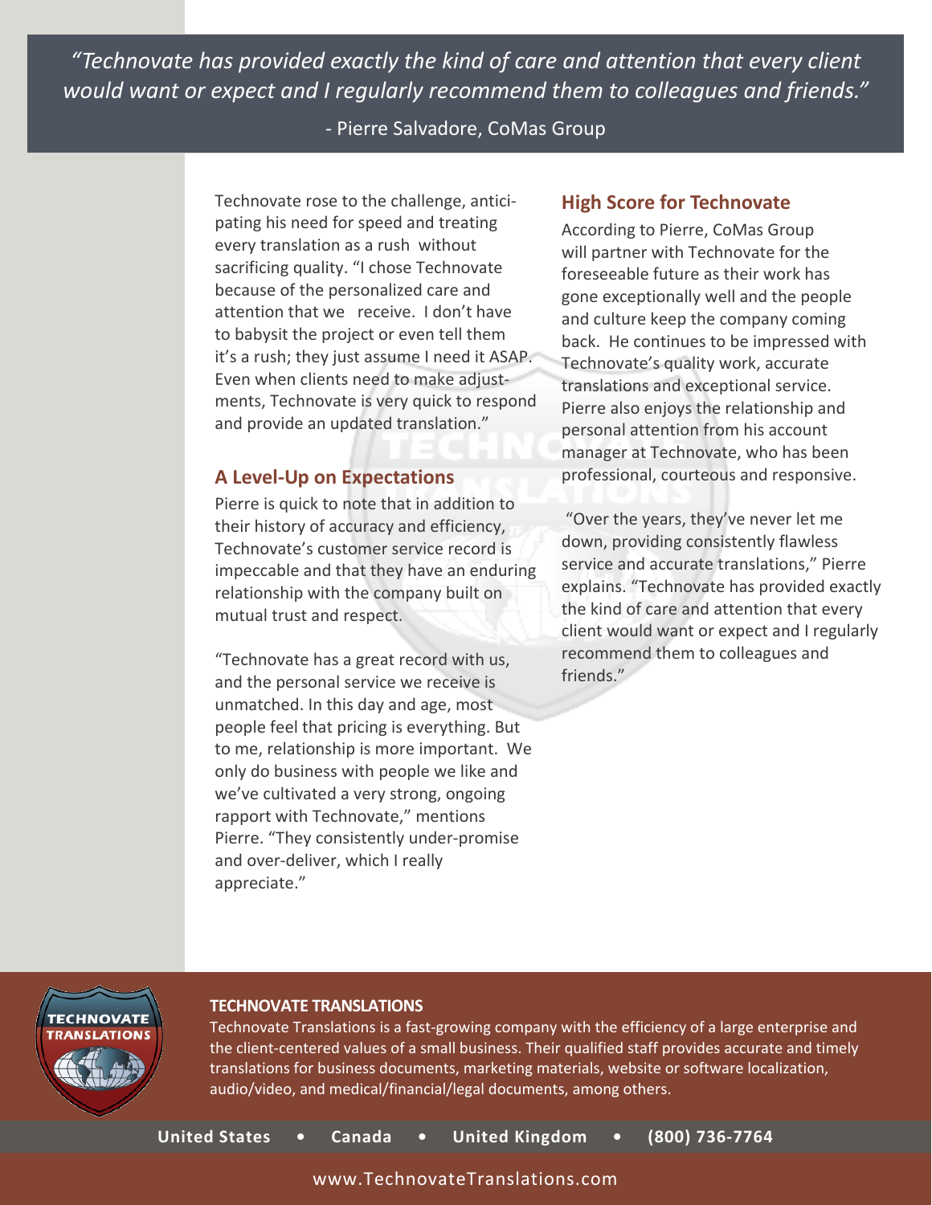*"Technovate has provided exactly the kind of care and attention that every client would want or expect and I regularly recommend them to colleagues and friends."*

- Pierre Salvadore, CoMas Group

Technovate rose to the challenge, anticipating his need for speed and treating every translation as a rush without sacrificing quality. "I chose Technovate because of the personalized care and attention that we receive. I don't have to babysit the project or even tell them it's a rush; they just assume I need it ASAP. Even when clients need to make adjustments, Technovate is very quick to respond and provide an updated translation."

## A Level-Up on Expectations

Pierre is quick to note that in addition to their history of accuracy and efficiency, Technovate's customer service record is impeccable and that they have an enduring relationship with the company built on mutual trust and respect.

"Technovate has a great record with us, and the personal service we receive is unmatched. In this day and age, most people feel that pricing is everything. But to me, relationship is more important. We only do business with people we like and we've cultivated a very strong, ongoing rapport with Technovate," mentions Pierre. "They consistently under-promise and over-deliver, which I really appreciate."

## High Score for Technovate

According to Pierre, CoMas Group will partner with Technovate for the foreseeable future as their work has gone exceptionally well and the people and culture keep the company coming back. He continues to be impressed with Technovate's quality work, accurate translations and exceptional service. Pierre also enjoys the relationship and personal attention from his account manager at Technovate, who has been professional, courteous and responsive.

"Over the years, they've never let me down, providing consistently flawless service and accurate translations," Pierre explains. "Technovate has provided exactly the kind of care and attention that every client would want or expect and I regularly recommend them to colleagues and friends."

**TECHNOVATE TRANSLATIONS**

Technovate Translations is a fast-growing company with the efficiency of a large enterprise and the client-centered values of a small business. Their qualified staff provides accurate and timely translations for business documents, marketing materials, website or software localization, audio/video, and medical/financial/legal documents, among others.

**United States • Canada • United Kingdom • (800) 736-7764**

www.TechnovateTranslations.com